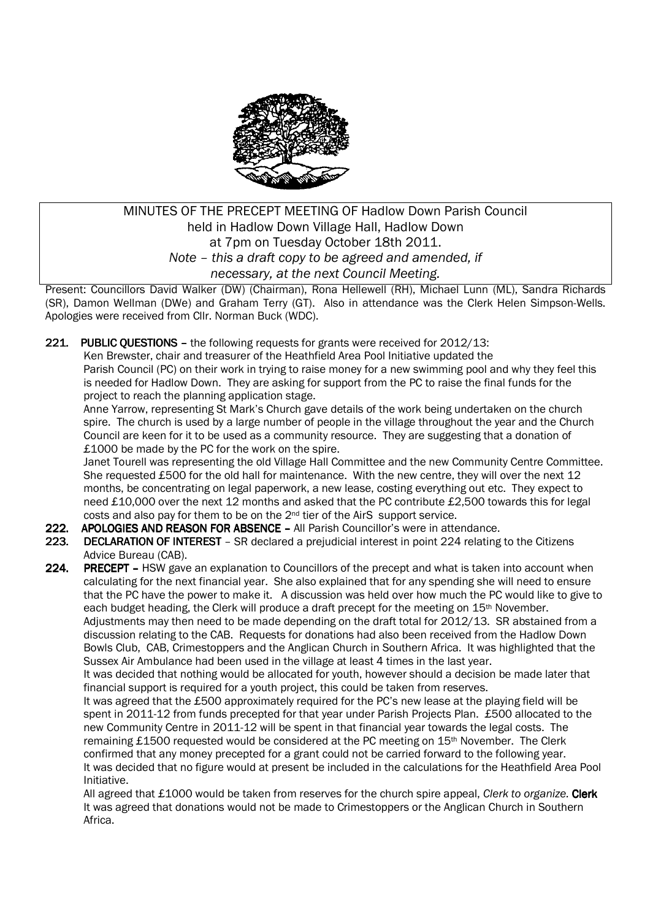MINUTES OF THE PRECEPT MEETING OF Hadlow Down Parish Council
held in Hadlow Down Village Hall, Hadlow Down
at 7pm on Tuesday October 18th 2011.
*Note – this a draft copy to be agreed and amended, if necessary, at the next Council Meeting.*

Present: Councillors David Walker (DW) (Chairman), Rona Hellewell (RH), Michael Lunn (ML), Sandra Richards (SR), Damon Wellman (DWe) and Graham Terry (GT). Also in attendance was the Clerk Helen Simpson-Wells. Apologies were received from Cllr. Norman Buck (WDC).

**221. PUBLIC QUESTIONS** – the following requests for grants were received for 2012/13:

Ken Brewster, chair and treasurer of the Heathfield Area Pool Initiative updated the Parish Council (PC) on their work in trying to raise money for a new swimming pool and why they feel this is needed for Hadlow Down. They are asking for support from the PC to raise the final funds for the project to reach the planning application stage.

Anne Yarrow, representing St Mark's Church gave details of the work being undertaken on the church spire. The church is used by a large number of people in the village throughout the year and the Church Council are keen for it to be used as a community resource. They are suggesting that a donation of £1000 be made by the PC for the work on the spire.

Janet Tourell was representing the old Village Hall Committee and the new Community Centre Committee. She requested £500 for the old hall for maintenance. With the new centre, they will over the next 12 months, be concentrating on legal paperwork, a new lease, costing everything out etc. They expect to need £10,000 over the next 12 months and asked that the PC contribute £2,500 towards this for legal costs and also pay for them to be on the 2nd tier of the AirS support service.

**222. APOLOGIES AND REASON FOR ABSENCE** – All Parish Councillor's were in attendance.

**223. DECLARATION OF INTEREST** – SR declared a prejudicial interest in point 224 relating to the Citizens Advice Bureau (CAB).

**224. PRECEPT** – HSW gave an explanation to Councillors of the precept and what is taken into account when calculating for the next financial year. She also explained that for any spending she will need to ensure that the PC have the power to make it. A discussion was held over how much the PC would like to give to each budget heading, the Clerk will produce a draft precept for the meeting on 15th November. Adjustments may then need to be made depending on the draft total for 2012/13. SR abstained from a discussion relating to the CAB. Requests for donations had also been received from the Hadlow Down Bowls Club, CAB, Crimestoppers and the Anglican Church in Southern Africa. It was highlighted that the Sussex Air Ambulance had been used in the village at least 4 times in the last year.

It was decided that nothing would be allocated for youth, however should a decision be made later that financial support is required for a youth project, this could be taken from reserves.

It was agreed that the £500 approximately required for the PC's new lease at the playing field will be spent in 2011-12 from funds precepted for that year under Parish Projects Plan. £500 allocated to the new Community Centre in 2011-12 will be spent in that financial year towards the legal costs. The remaining £1500 requested would be considered at the PC meeting on 15th November. The Clerk confirmed that any money precepted for a grant could not be carried forward to the following year.

It was decided that no figure would at present be included in the calculations for the Heathfield Area Pool Initiative.

All agreed that £1000 would be taken from reserves for the church spire appeal, *Clerk to organize.* **Clerk**

It was agreed that donations would not be made to Crimestoppers or the Anglican Church in Southern Africa.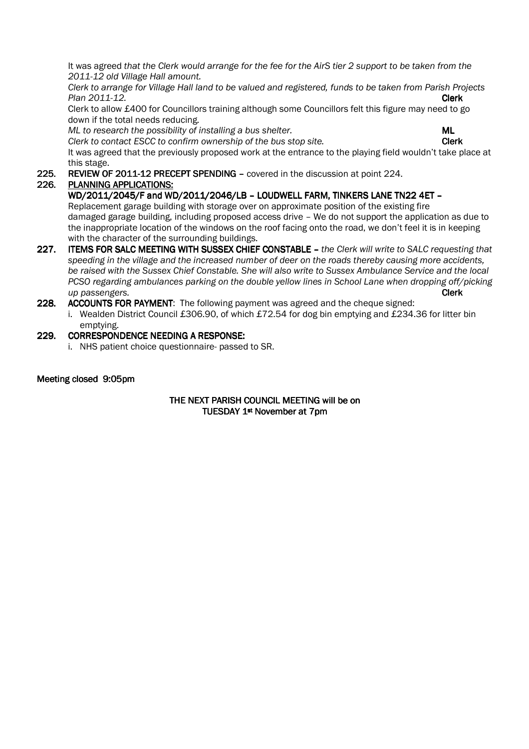It was agreed *that the Clerk would arrange for the fee for the AirS tier 2 support to be taken from the 2011-12 old Village Hall amount.*

*Clerk to arrange for Village Hall land to be valued and registered, funds to be taken from Parish Projects Plan 2011-12.* **Clerk**

Clerk to allow £400 for Councillors training although some Councillors felt this figure may need to go down if the total needs reducing.

*ML to research the possibility of installing a bus shelter.* **ML**

*Clerk to contact ESCC to confirm ownership of the bus stop site.* **Clerk**

It was agreed that the previously proposed work at the entrance to the playing field wouldn't take place at this stage.

**225. REVIEW OF 2011-12 PRECEPT SPENDING** – covered in the discussion at point 224.

**226. PLANNING APPLICATIONS:**

**WD/2011/2045/F and WD/2011/2046/LB – LOUDWELL FARM, TINKERS LANE TN22 4ET –** Replacement garage building with storage over on approximate position of the existing fire damaged garage building, including proposed access drive – We do not support the application as due to the inappropriate location of the windows on the roof facing onto the road, we don't feel it is in keeping with the character of the surrounding buildings.

**227. ITEMS FOR SALC MEETING WITH SUSSEX CHIEF CONSTABLE –** *the Clerk will write to SALC requesting that speeding in the village and the increased number of deer on the roads thereby causing more accidents, be raised with the Sussex Chief Constable. She will also write to Sussex Ambulance Service and the local PCSO regarding ambulances parking on the double yellow lines in School Lane when dropping off/picking up passengers.* **Clerk**

**228. ACCOUNTS FOR PAYMENT**: The following payment was agreed and the cheque signed:

i. Wealden District Council £306.90, of which £72.54 for dog bin emptying and £234.36 for litter bin emptying.

**229. CORRESPONDENCE NEEDING A RESPONSE:**

i. NHS patient choice questionnaire- passed to SR.

**Meeting closed 9:05pm**

**THE NEXT PARISH COUNCIL MEETING will be on TUESDAY 1st November at 7pm**